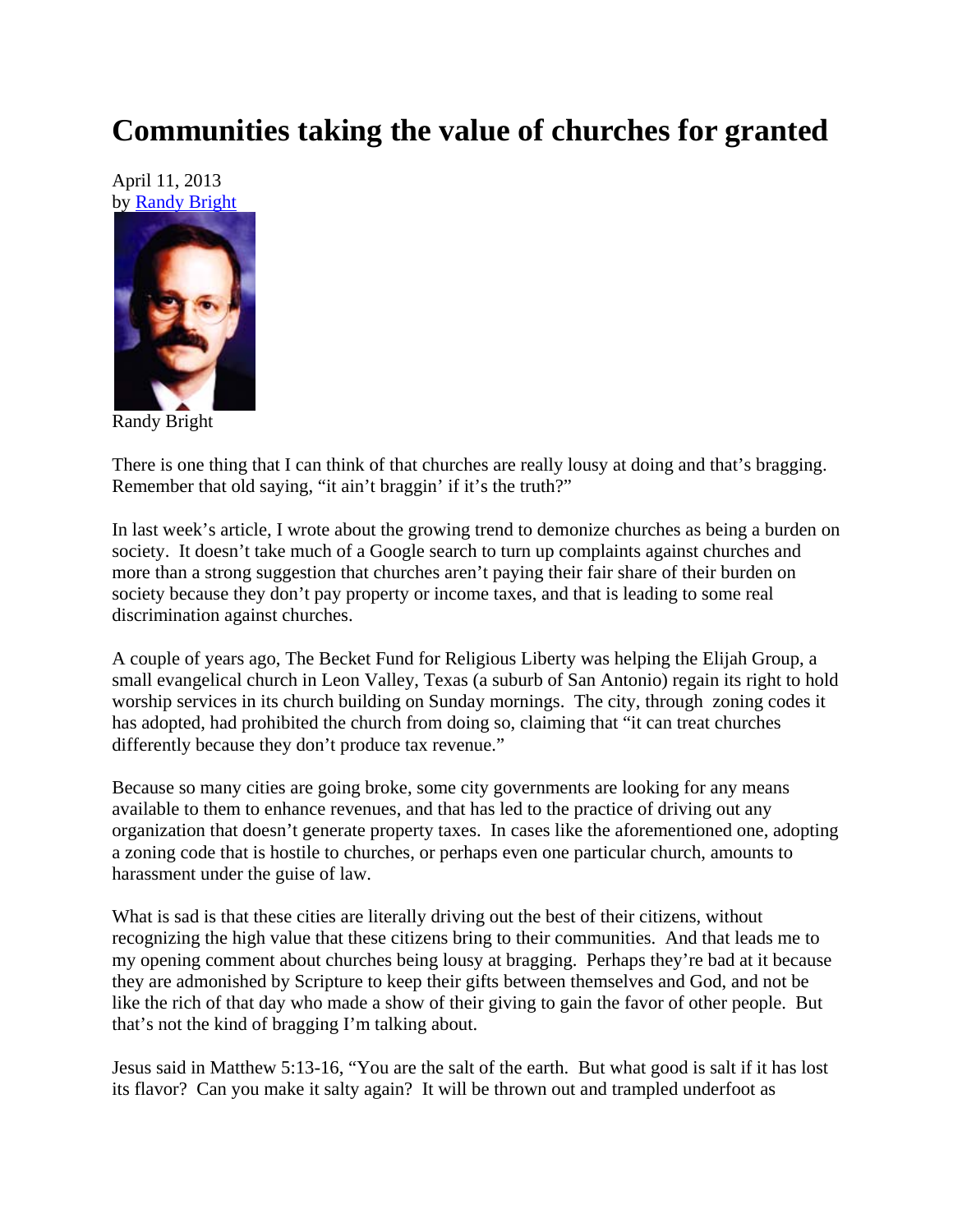# Communities taking the value of churches for granted

April 11, 2013
by Randy Bright

Randy Bright

There is one thing that I can think of that churches are really lousy at doing and that's bragging. Remember that old saying, "it ain't braggin' if it's the truth?"

In last week's article, I wrote about the growing trend to demonize churches as being a burden on society. It doesn't take much of a Google search to turn up complaints against churches and more than a strong suggestion that churches aren't paying their fair share of their burden on society because they don't pay property or income taxes, and that is leading to some real discrimination against churches.

A couple of years ago, The Becket Fund for Religious Liberty was helping the Elijah Group, a small evangelical church in Leon Valley, Texas (a suburb of San Antonio) regain its right to hold worship services in its church building on Sunday mornings. The city, through zoning codes it has adopted, had prohibited the church from doing so, claiming that "it can treat churches differently because they don't produce tax revenue."

Because so many cities are going broke, some city governments are looking for any means available to them to enhance revenues, and that has led to the practice of driving out any organization that doesn't generate property taxes. In cases like the aforementioned one, adopting a zoning code that is hostile to churches, or perhaps even one particular church, amounts to harassment under the guise of law.

What is sad is that these cities are literally driving out the best of their citizens, without recognizing the high value that these citizens bring to their communities. And that leads me to my opening comment about churches being lousy at bragging. Perhaps they're bad at it because they are admonished by Scripture to keep their gifts between themselves and God, and not be like the rich of that day who made a show of their giving to gain the favor of other people. But that's not the kind of bragging I'm talking about.

Jesus said in Matthew 5:13-16, "You are the salt of the earth. But what good is salt if it has lost its flavor? Can you make it salty again? It will be thrown out and trampled underfoot as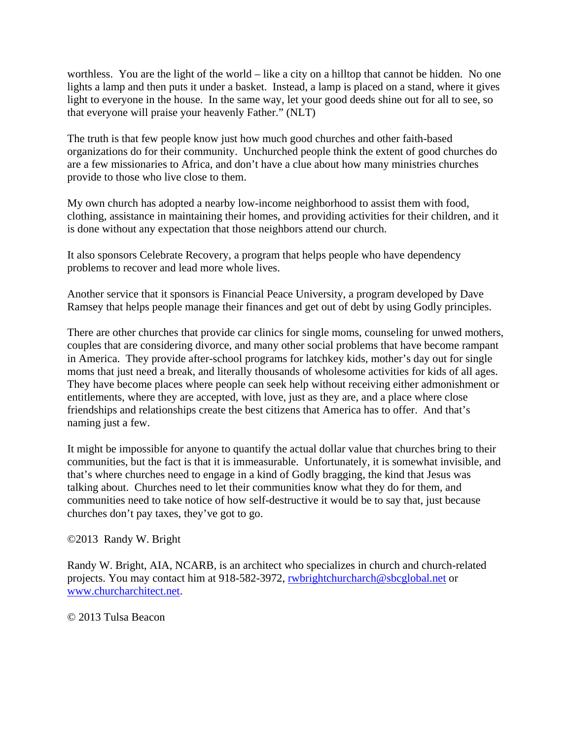worthless. You are the light of the world – like a city on a hilltop that cannot be hidden. No one lights a lamp and then puts it under a basket. Instead, a lamp is placed on a stand, where it gives light to everyone in the house. In the same way, let your good deeds shine out for all to see, so that everyone will praise your heavenly Father." (NLT)

The truth is that few people know just how much good churches and other faith-based organizations do for their community. Unchurched people think the extent of good churches do are a few missionaries to Africa, and don't have a clue about how many ministries churches provide to those who live close to them.

My own church has adopted a nearby low-income neighborhood to assist them with food, clothing, assistance in maintaining their homes, and providing activities for their children, and it is done without any expectation that those neighbors attend our church.

It also sponsors Celebrate Recovery, a program that helps people who have dependency problems to recover and lead more whole lives.

Another service that it sponsors is Financial Peace University, a program developed by Dave Ramsey that helps people manage their finances and get out of debt by using Godly principles.

There are other churches that provide car clinics for single moms, counseling for unwed mothers, couples that are considering divorce, and many other social problems that have become rampant in America. They provide after-school programs for latchkey kids, mother's day out for single moms that just need a break, and literally thousands of wholesome activities for kids of all ages. They have become places where people can seek help without receiving either admonishment or entitlements, where they are accepted, with love, just as they are, and a place where close friendships and relationships create the best citizens that America has to offer. And that's naming just a few.

It might be impossible for anyone to quantify the actual dollar value that churches bring to their communities, but the fact is that it is immeasurable. Unfortunately, it is somewhat invisible, and that's where churches need to engage in a kind of Godly bragging, the kind that Jesus was talking about. Churches need to let their communities know what they do for them, and communities need to take notice of how self-destructive it would be to say that, just because churches don't pay taxes, they've got to go.

©2013 Randy W. Bright

Randy W. Bright, AIA, NCARB, is an architect who specializes in church and church-related projects. You may contact him at 918-582-3972, rwbrightchurcharch@sbcglobal.net or www.churcharchitect.net.

© 2013 Tulsa Beacon